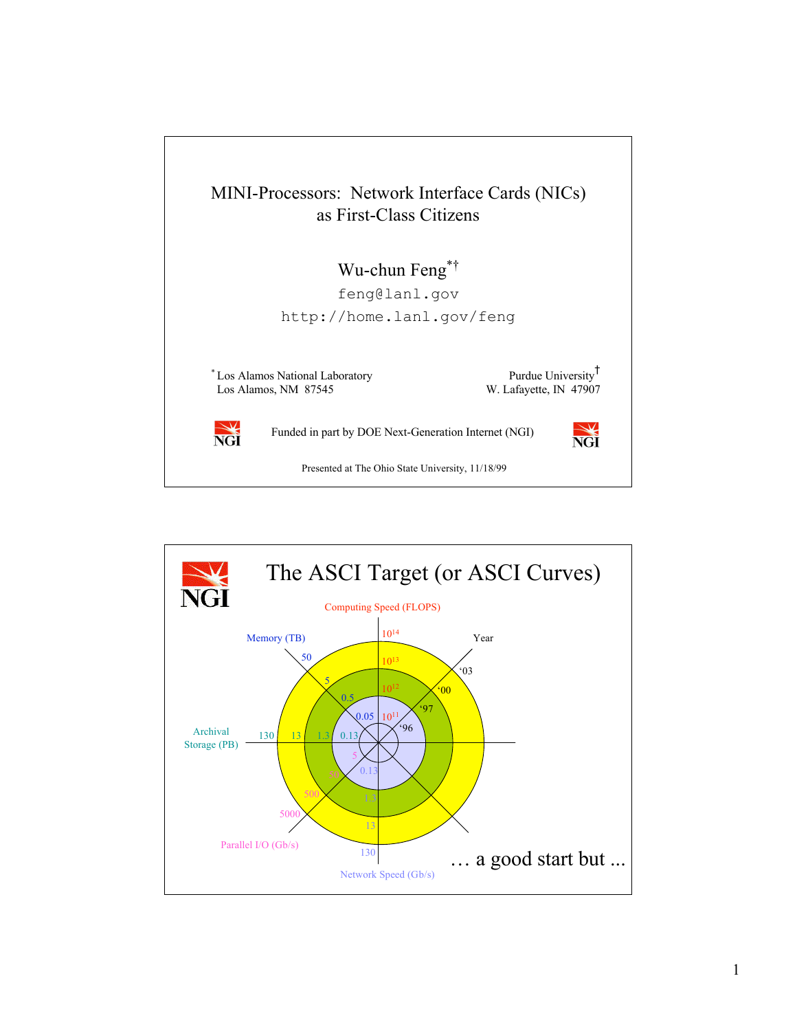# MINI-Processors: Network Interface Cards (NICs) as First-Class Citizens

Wu-chun Feng[*†]

feng@lanl.gov

http://home.lanl.gov/feng

[*] Los Alamos National Laboratory
Los Alamos, NM 87545

Purdue University[†]
W. Lafayette, IN 47907

Funded in part by DOE Next-Generation Internet (NGI)

Presented at The Ohio State University, 11/18/99

---

## The ASCI Target (or ASCI Curves)

Computing Speed (FLOPS): $10^{11}$, $10^{12}$, $10^{13}$, $10^{14}$

Year: '96, '97, '00, '03

Memory (TB): 0.05, 0.5, 5, 50

Archival Storage (PB): 0.13, 1.3, 13, 130

Parallel I/O (Gb/s): 5, 50, 500, 5000

Network Speed (Gb/s): 0.13, 1.3, 13, 130

… a good start but ...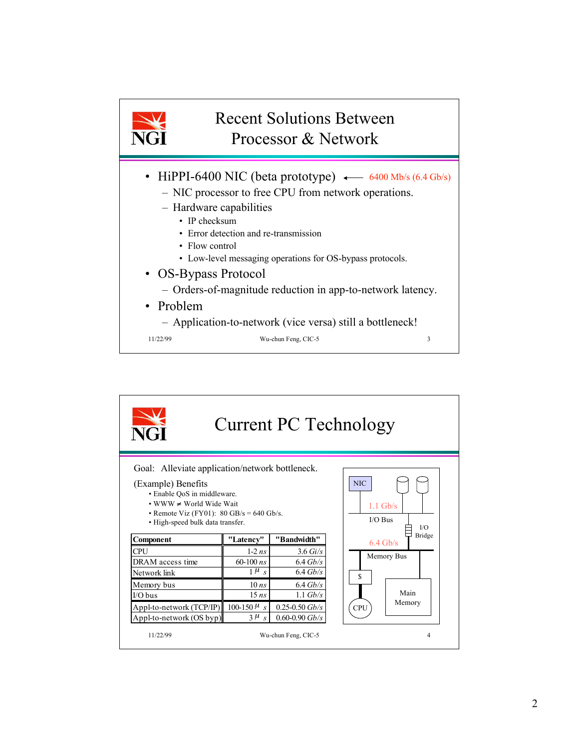## Recent Solutions Between Processor & Network

- HiPPI-6400 NIC (beta prototype) ← 6400 Mb/s (6.4 Gb/s)
  - NIC processor to free CPU from network operations.
  - Hardware capabilities
    - IP checksum
    - Error detection and re-transmission
    - Flow control
    - Low-level messaging operations for OS-bypass protocols.
- OS-Bypass Protocol
  - Orders-of-magnitude reduction in app-to-network latency.
- Problem
  - Application-to-network (vice versa) still a bottleneck!

11/22/99 Wu-chun Feng, CIC-5 3

## Current PC Technology

Goal: Alleviate application/network bottleneck.

(Example) Benefits

- Enable QoS in middleware.
- WWW ≠ World Wide Wait
- Remote Viz (FY01): 80 GB/s = 640 Gb/s.
- High-speed bulk data transfer.

| Component | "Latency" | "Bandwidth" |
|---|---|---|
| CPU | 1-2 *ns* | 3.6 *Gi/s* |
| DRAM access time | 60-100 *ns* | 6.4 *Gb/s* |
| Network link | 1 $\mu s$ | 6.4 *Gb/s* |
| Memory bus | 10 *ns* | 6.4 *Gb/s* |
| I/O bus | 15 *ns* | 1.1 *Gb/s* |
| Appl-to-network (TCP/IP) | 100-150 $\mu s$ | 0.25-0.50 *Gb/s* |
| Appl-to-network (OS byp) | 3 $\mu s$ | 0.60-0.90 *Gb/s* |

NIC — 1.1 Gb/s — I/O Bus — I/O Bridge — 6.4 Gb/s — Memory Bus — $ — CPU — Main Memory

11/22/99 Wu-chun Feng, CIC-5 4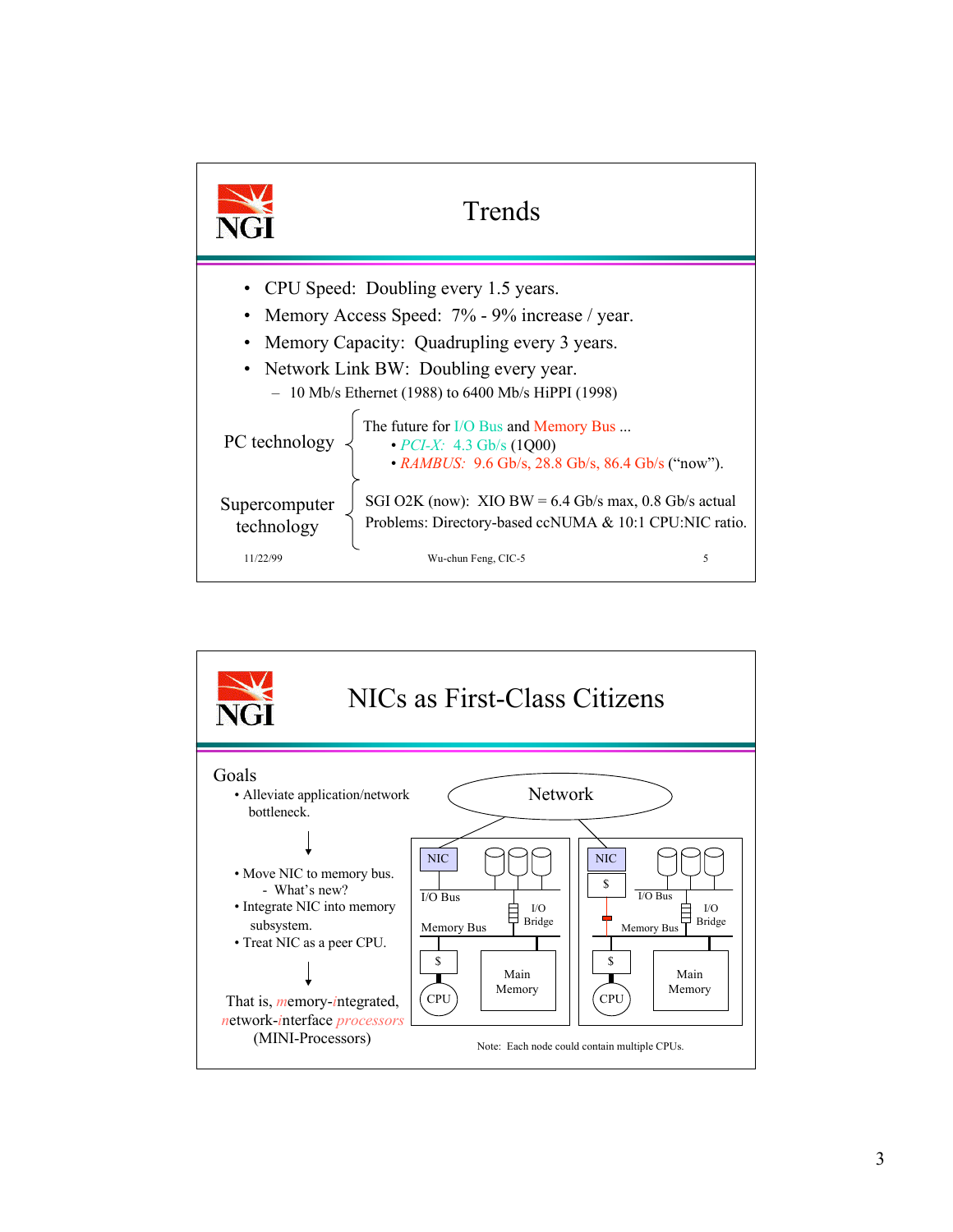# Trends

- CPU Speed: Doubling every 1.5 years.
- Memory Access Speed: 7% - 9% increase / year.
- Memory Capacity: Quadrupling every 3 years.
- Network Link BW: Doubling every year.
  - 10 Mb/s Ethernet (1988) to 6400 Mb/s HiPPI (1998)

**PC technology**

The future for I/O Bus and Memory Bus ...

- *PCI-X:* 4.3 Gb/s (1Q00)
- *RAMBUS:* 9.6 Gb/s, 28.8 Gb/s, 86.4 Gb/s ("now").

**Supercomputer technology**

SGI O2K (now): XIO BW = 6.4 Gb/s max, 0.8 Gb/s actual

Problems: Directory-based ccNUMA & 10:1 CPU:NIC ratio.

11/22/99 Wu-chun Feng, CIC-5 5

# NICs as First-Class Citizens

Goals

- Alleviate application/network bottleneck.

↓

- Move NIC to memory bus.
  - What's new?
- Integrate NIC into memory subsystem.
- Treat NIC as a peer CPU.

↓

That is, *m*emory-*i*ntegrated, *n*etwork-*i*nterface *processors* (MINI-Processors)

[Diagram: Network connected to two nodes. Left node: NIC on I/O Bus with disks, I/O Bridge to Memory Bus, $ and CPU, Main Memory. Right node: NIC with $ connected to Memory Bus, disks on I/O Bus, I/O Bridge, $ and CPU, Main Memory.]

Note: Each node could contain multiple CPUs.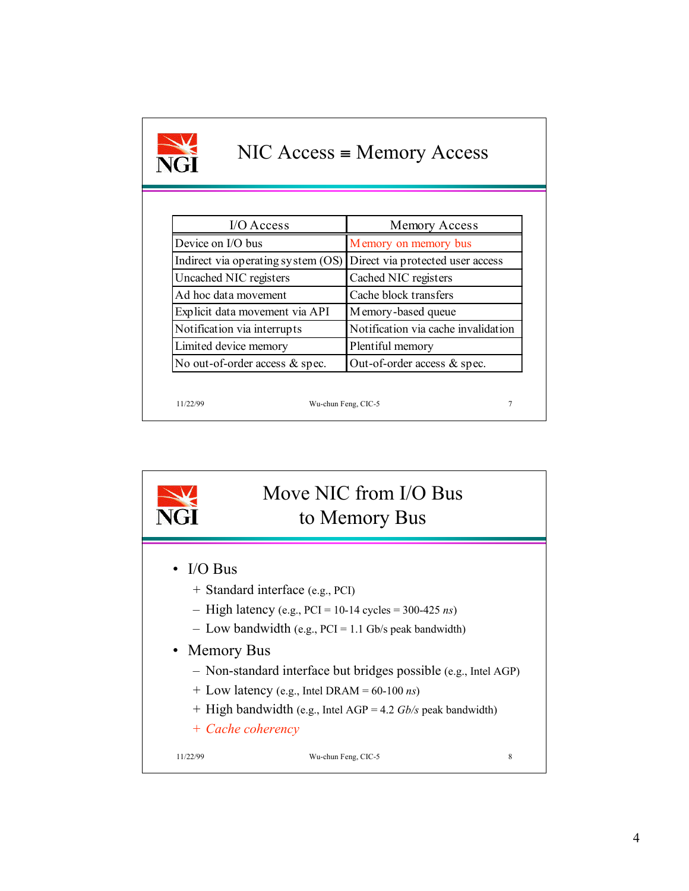## NIC Access ≡ Memory Access

| I/O Access | Memory Access |
|---|---|
| Device on I/O bus | Memory on memory bus |
| Indirect via operating system (OS) | Direct via protected user access |
| Uncached NIC registers | Cached NIC registers |
| Ad hoc data movement | Cache block transfers |
| Explicit data movement via API | Memory-based queue |
| Notification via interrupts | Notification via cache invalidation |
| Limited device memory | Plentiful memory |
| No out-of-order access & spec. | Out-of-order access & spec. |

## Move NIC from I/O Bus to Memory Bus

- I/O Bus
  - + Standard interface (e.g., PCI)
  - – High latency (e.g., PCI = 10-14 cycles = 300-425 *ns*)
  - – Low bandwidth (e.g., PCI = 1.1 Gb/s peak bandwidth)
- Memory Bus
  - – Non-standard interface but bridges possible (e.g., Intel AGP)
  - + Low latency (e.g., Intel DRAM = 60-100 *ns*)
  - + High bandwidth (e.g., Intel AGP = 4.2 *Gb/s* peak bandwidth)
  - + *Cache coherency*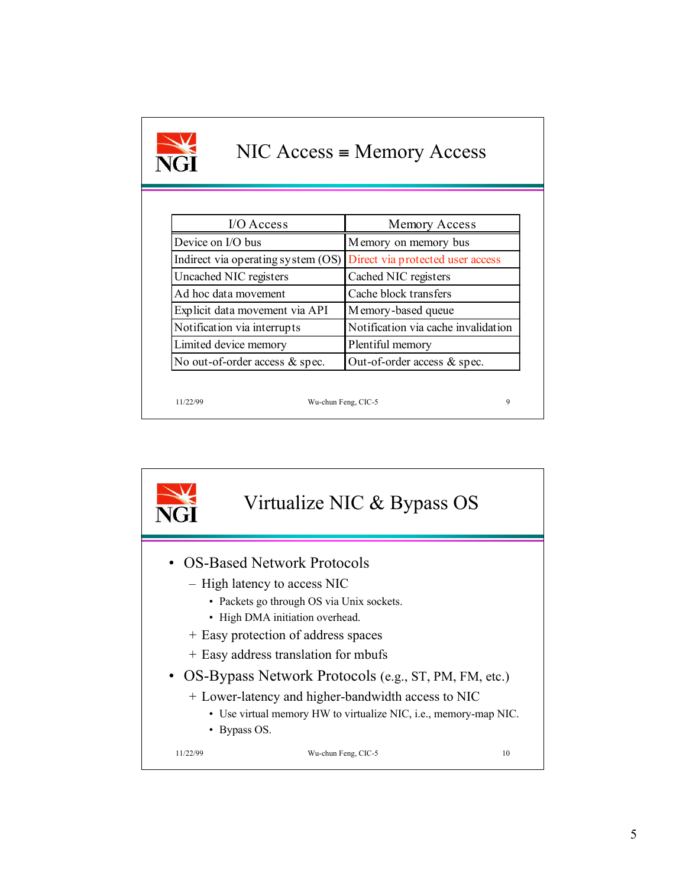## NIC Access ≡ Memory Access

| I/O Access | Memory Access |
|---|---|
| Device on I/O bus | Memory on memory bus |
| Indirect via operating system (OS) | Direct via protected user access |
| Uncached NIC registers | Cached NIC registers |
| Ad hoc data movement | Cache block transfers |
| Explicit data movement via API | Memory-based queue |
| Notification via interrupts | Notification via cache invalidation |
| Limited device memory | Plentiful memory |
| No out-of-order access & spec. | Out-of-order access & spec. |

## Virtualize NIC & Bypass OS

- OS-Based Network Protocols
  - – High latency to access NIC
    - Packets go through OS via Unix sockets.
    - High DMA initiation overhead.
  - + Easy protection of address spaces
  - + Easy address translation for mbufs
- OS-Bypass Network Protocols (e.g., ST, PM, FM, etc.)
  - + Lower-latency and higher-bandwidth access to NIC
    - Use virtual memory HW to virtualize NIC, i.e., memory-map NIC.
    - Bypass OS.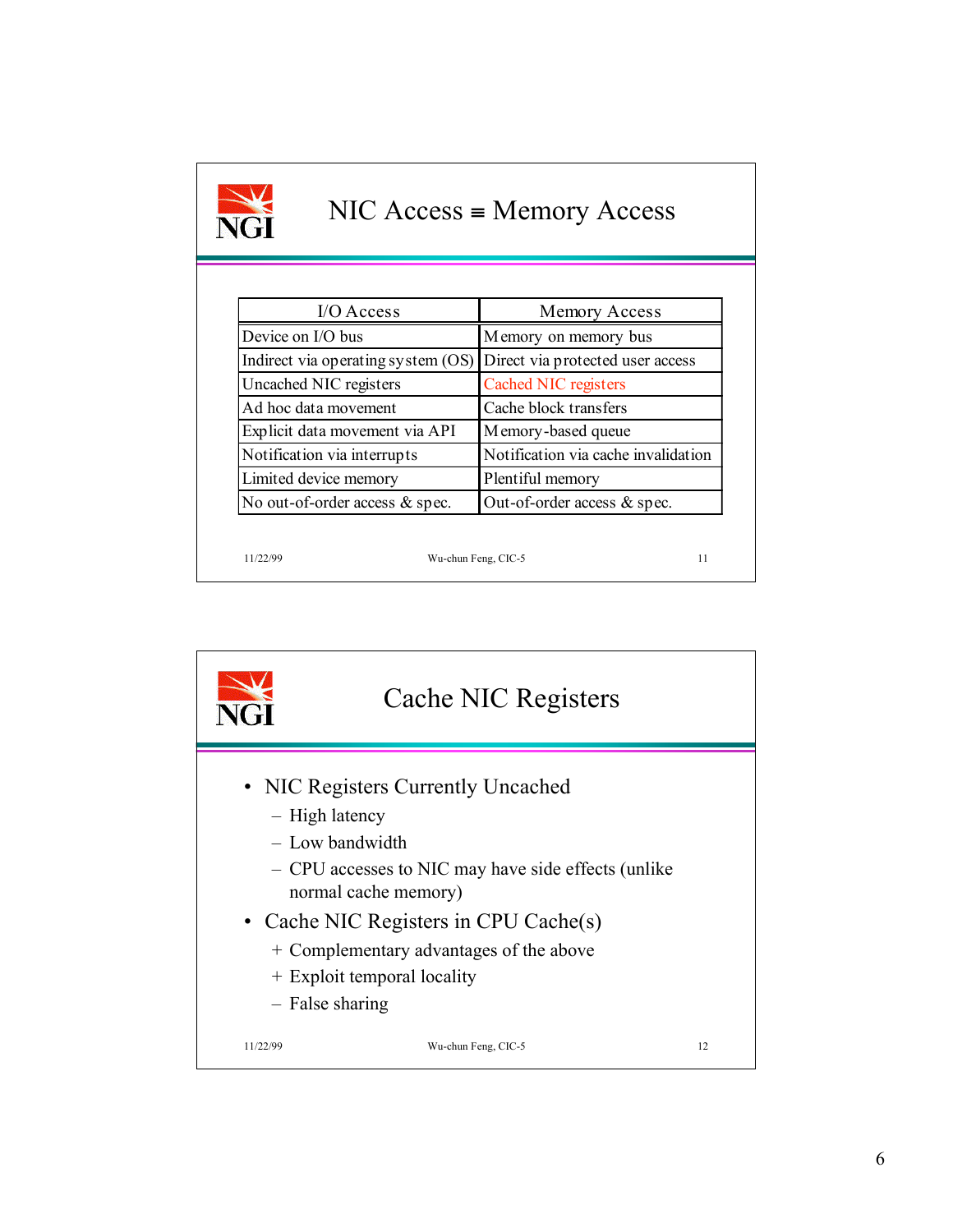# NIC Access ≡ Memory Access

| I/O Access | Memory Access |
|---|---|
| Device on I/O bus | Memory on memory bus |
| Indirect via operating system (OS) | Direct via protected user access |
| Uncached NIC registers | Cached NIC registers |
| Ad hoc data movement | Cache block transfers |
| Explicit data movement via API | Memory-based queue |
| Notification via interrupts | Notification via cache invalidation |
| Limited device memory | Plentiful memory |
| No out-of-order access & spec. | Out-of-order access & spec. |

11/22/99 Wu-chun Feng, CIC-5

# Cache NIC Registers

- NIC Registers Currently Uncached
  - – High latency
  - – Low bandwidth
  - – CPU accesses to NIC may have side effects (unlike normal cache memory)
- Cache NIC Registers in CPU Cache(s)
  - + Complementary advantages of the above
  - + Exploit temporal locality
  - – False sharing

11/22/99 Wu-chun Feng, CIC-5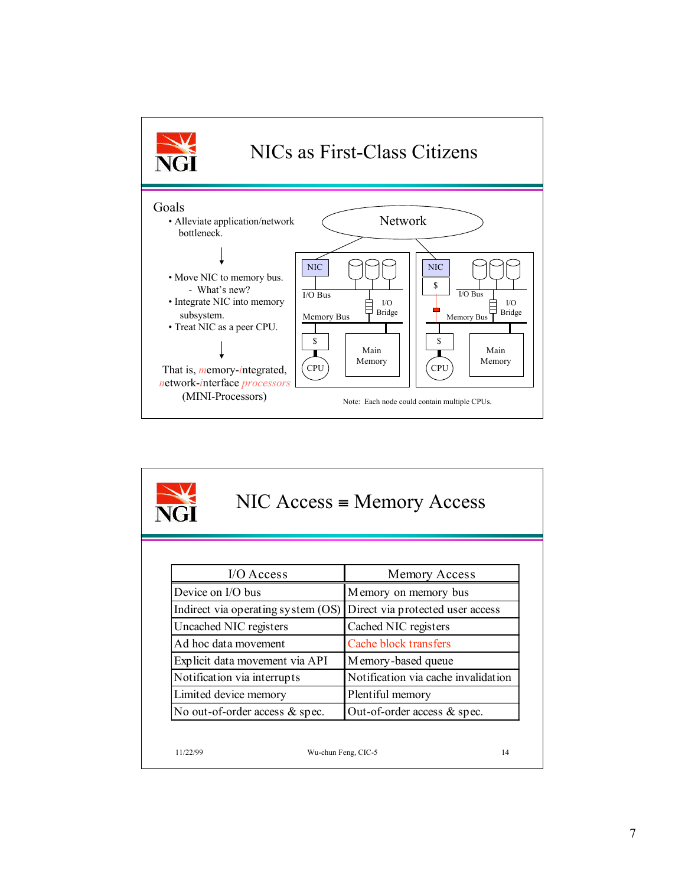## NICs as First-Class Citizens

Goals

- Alleviate application/network bottleneck.

↓

- Move NIC to memory bus.
  - What's new?
- Integrate NIC into memory subsystem.
- Treat NIC as a peer CPU.

↓

That is, *m*emory-*i*ntegrated, *n*etwork-*i*nterface *processors* (MINI-Processors)

Network

NIC | I/O Bus | I/O Bridge | Memory Bus | $ | CPU | Main Memory

NIC | $ | I/O Bus | I/O Bridge | Memory Bus | $ | CPU | Main Memory

Note: Each node could contain multiple CPUs.

## NIC Access ≡ Memory Access

| I/O Access | Memory Access |
|---|---|
| Device on I/O bus | Memory on memory bus |
| Indirect via operating system (OS) | Direct via protected user access |
| Uncached NIC registers | Cached NIC registers |
| Ad hoc data movement | Cache block transfers |
| Explicit data movement via API | Memory-based queue |
| Notification via interrupts | Notification via cache invalidation |
| Limited device memory | Plentiful memory |
| No out-of-order access & spec. | Out-of-order access & spec. |

11/22/99 Wu-chun Feng, CIC-5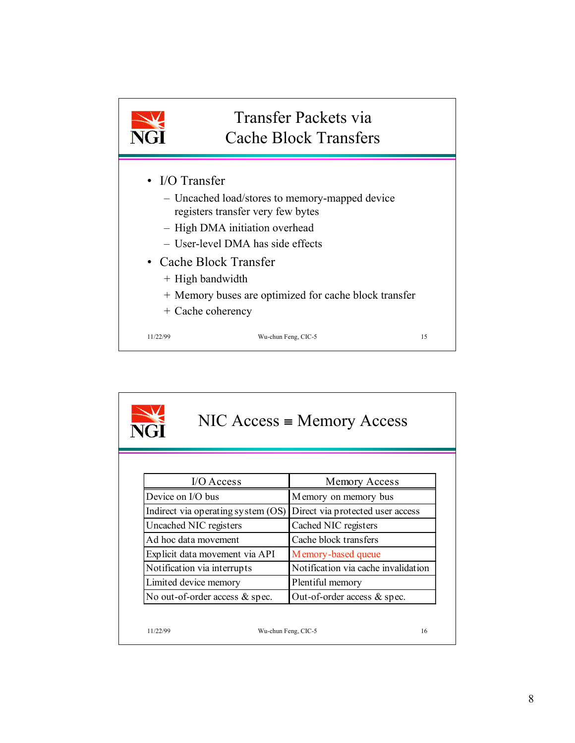# Transfer Packets via Cache Block Transfers

- I/O Transfer
  - Uncached load/stores to memory-mapped device registers transfer very few bytes
  - High DMA initiation overhead
  - User-level DMA has side effects
- Cache Block Transfer
  - + High bandwidth
  - + Memory buses are optimized for cache block transfer
  - + Cache coherency

11/22/99 Wu-chun Feng, CIC-5 15

# NIC Access ≡ Memory Access

| I/O Access | Memory Access |
|---|---|
| Device on I/O bus | Memory on memory bus |
| Indirect via operating system (OS) | Direct via protected user access |
| Uncached NIC registers | Cached NIC registers |
| Ad hoc data movement | Cache block transfers |
| Explicit data movement via API | Memory-based queue |
| Notification via interrupts | Notification via cache invalidation |
| Limited device memory | Plentiful memory |
| No out-of-order access & spec. | Out-of-order access & spec. |

11/22/99 Wu-chun Feng, CIC-5 16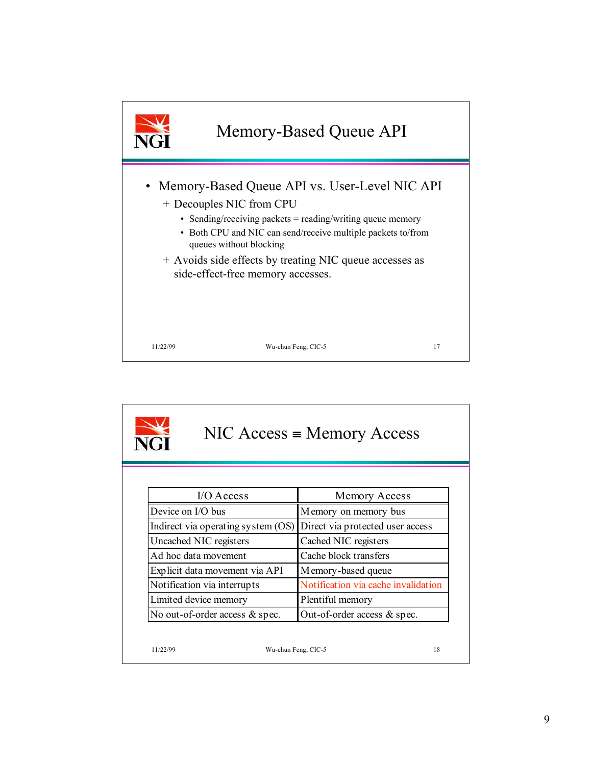## Memory-Based Queue API

- Memory-Based Queue API vs. User-Level NIC API
  - + Decouples NIC from CPU
    - Sending/receiving packets = reading/writing queue memory
    - Both CPU and NIC can send/receive multiple packets to/from queues without blocking
  - + Avoids side effects by treating NIC queue accesses as side-effect-free memory accesses.

11/22/99 Wu-chun Feng, CIC-5 17

## NIC Access ≡ Memory Access

| I/O Access | Memory Access |
|---|---|
| Device on I/O bus | Memory on memory bus |
| Indirect via operating system (OS) | Direct via protected user access |
| Uncached NIC registers | Cached NIC registers |
| Ad hoc data movement | Cache block transfers |
| Explicit data movement via API | Memory-based queue |
| Notification via interrupts | Notification via cache invalidation |
| Limited device memory | Plentiful memory |
| No out-of-order access & spec. | Out-of-order access & spec. |

11/22/99 Wu-chun Feng, CIC-5 18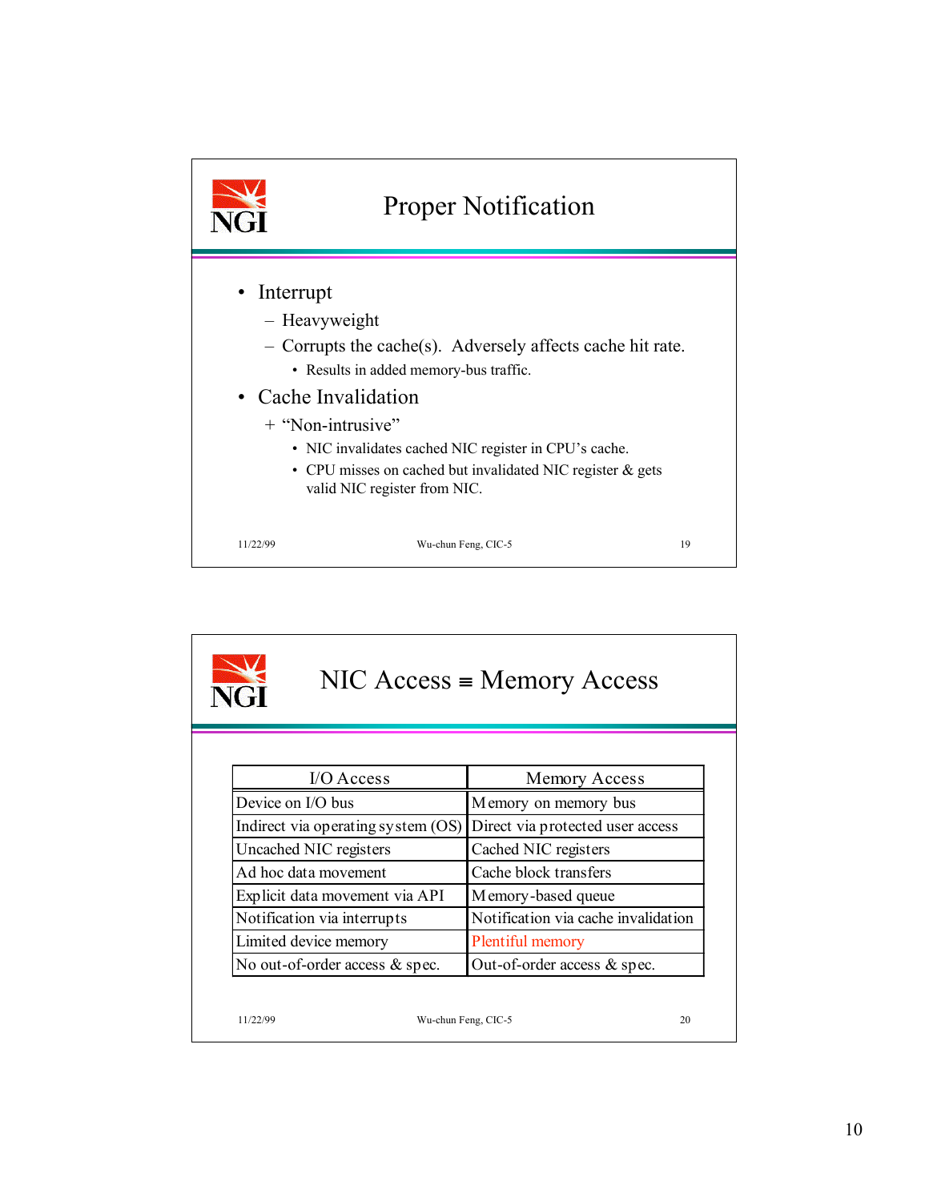## Proper Notification

- Interrupt
  - Heavyweight
  - Corrupts the cache(s). Adversely affects cache hit rate.
    - Results in added memory-bus traffic.
- Cache Invalidation
  - + "Non-intrusive"
    - NIC invalidates cached NIC register in CPU's cache.
    - CPU misses on cached but invalidated NIC register & gets valid NIC register from NIC.

## NIC Access ≡ Memory Access

| I/O Access | Memory Access |
|---|---|
| Device on I/O bus | Memory on memory bus |
| Indirect via operating system (OS) | Direct via protected user access |
| Uncached NIC registers | Cached NIC registers |
| Ad hoc data movement | Cache block transfers |
| Explicit data movement via API | Memory-based queue |
| Notification via interrupts | Notification via cache invalidation |
| Limited device memory | Plentiful memory |
| No out-of-order access & spec. | Out-of-order access & spec. |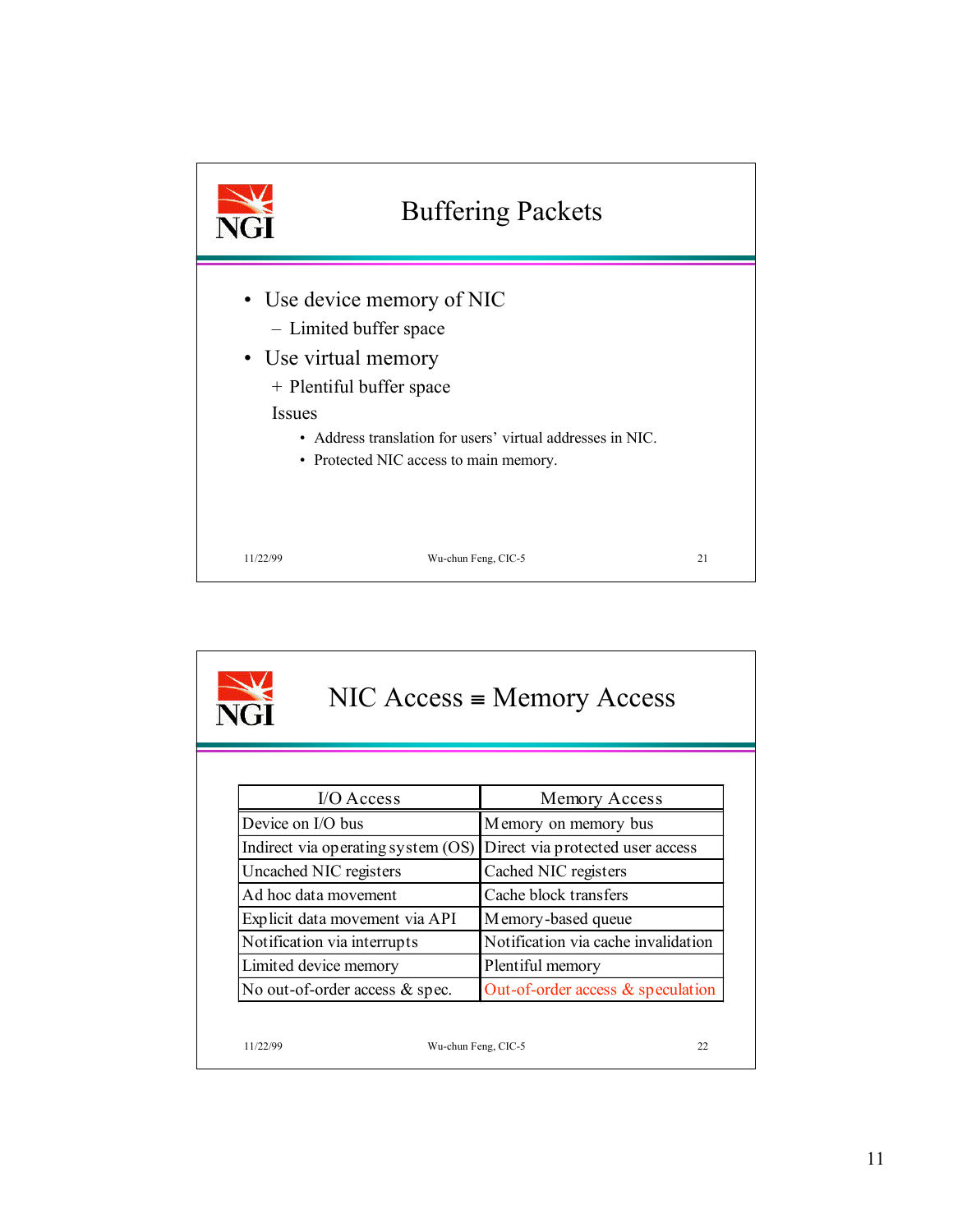## Buffering Packets

- Use device memory of NIC
  - – Limited buffer space
- Use virtual memory
  - + Plentiful buffer space

  Issues
  - Address translation for users' virtual addresses in NIC.
  - Protected NIC access to main memory.

## NIC Access ≡ Memory Access

| I/O Access | Memory Access |
|---|---|
| Device on I/O bus | Memory on memory bus |
| Indirect via operating system (OS) | Direct via protected user access |
| Uncached NIC registers | Cached NIC registers |
| Ad hoc data movement | Cache block transfers |
| Explicit data movement via API | Memory-based queue |
| Notification via interrupts | Notification via cache invalidation |
| Limited device memory | Plentiful memory |
| No out-of-order access & spec. | Out-of-order access & speculation |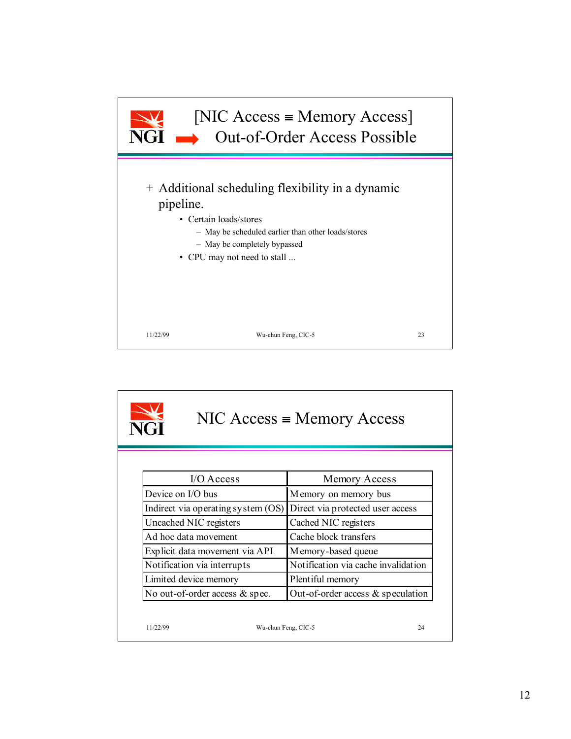## [NIC Access ≡ Memory Access] ➡ Out-of-Order Access Possible

+ Additional scheduling flexibility in a dynamic pipeline.
  - Certain loads/stores
    - May be scheduled earlier than other loads/stores
    - May be completely bypassed
  - CPU may not need to stall ...

## NIC Access ≡ Memory Access

| I/O Access | Memory Access |
| --- | --- |
| Device on I/O bus | Memory on memory bus |
| Indirect via operating system (OS) | Direct via protected user access |
| Uncached NIC registers | Cached NIC registers |
| Ad hoc data movement | Cache block transfers |
| Explicit data movement via API | Memory-based queue |
| Notification via interrupts | Notification via cache invalidation |
| Limited device memory | Plentiful memory |
| No out-of-order access & spec. | Out-of-order access & speculation |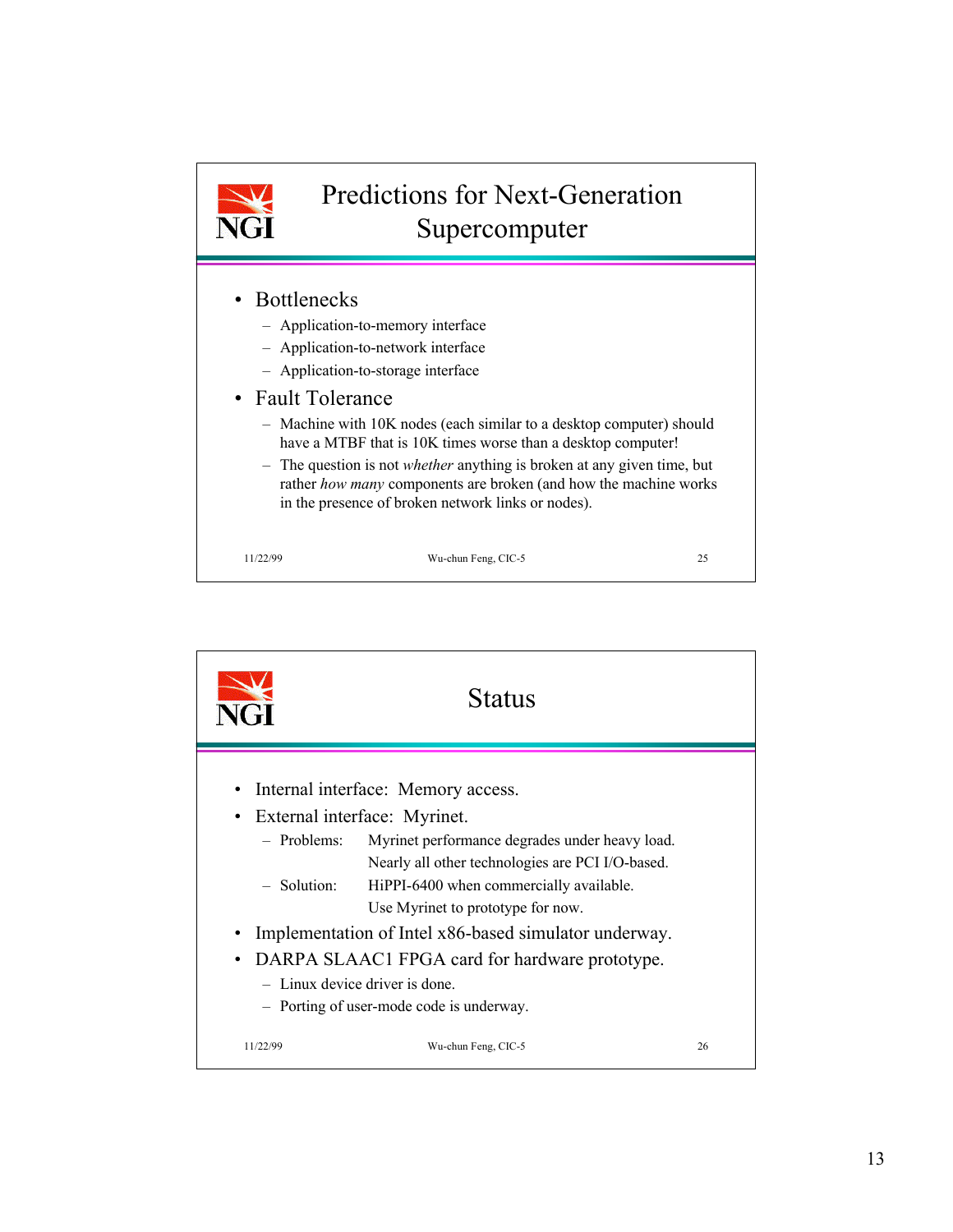## Predictions for Next-Generation Supercomputer

- Bottlenecks
  - Application-to-memory interface
  - Application-to-network interface
  - Application-to-storage interface
- Fault Tolerance
  - Machine with 10K nodes (each similar to a desktop computer) should have a MTBF that is 10K times worse than a desktop computer!
  - The question is not *whether* anything is broken at any given time, but rather *how many* components are broken (and how the machine works in the presence of broken network links or nodes).

11/22/99 Wu-chun Feng, CIC-5 25

## Status

- Internal interface: Memory access.
- External interface: Myrinet.
  - Problems: Myrinet performance degrades under heavy load. Nearly all other technologies are PCI I/O-based.
  - Solution: HiPPI-6400 when commercially available. Use Myrinet to prototype for now.
- Implementation of Intel x86-based simulator underway.
- DARPA SLAAC1 FPGA card for hardware prototype.
  - Linux device driver is done.
  - Porting of user-mode code is underway.

11/22/99 Wu-chun Feng, CIC-5 26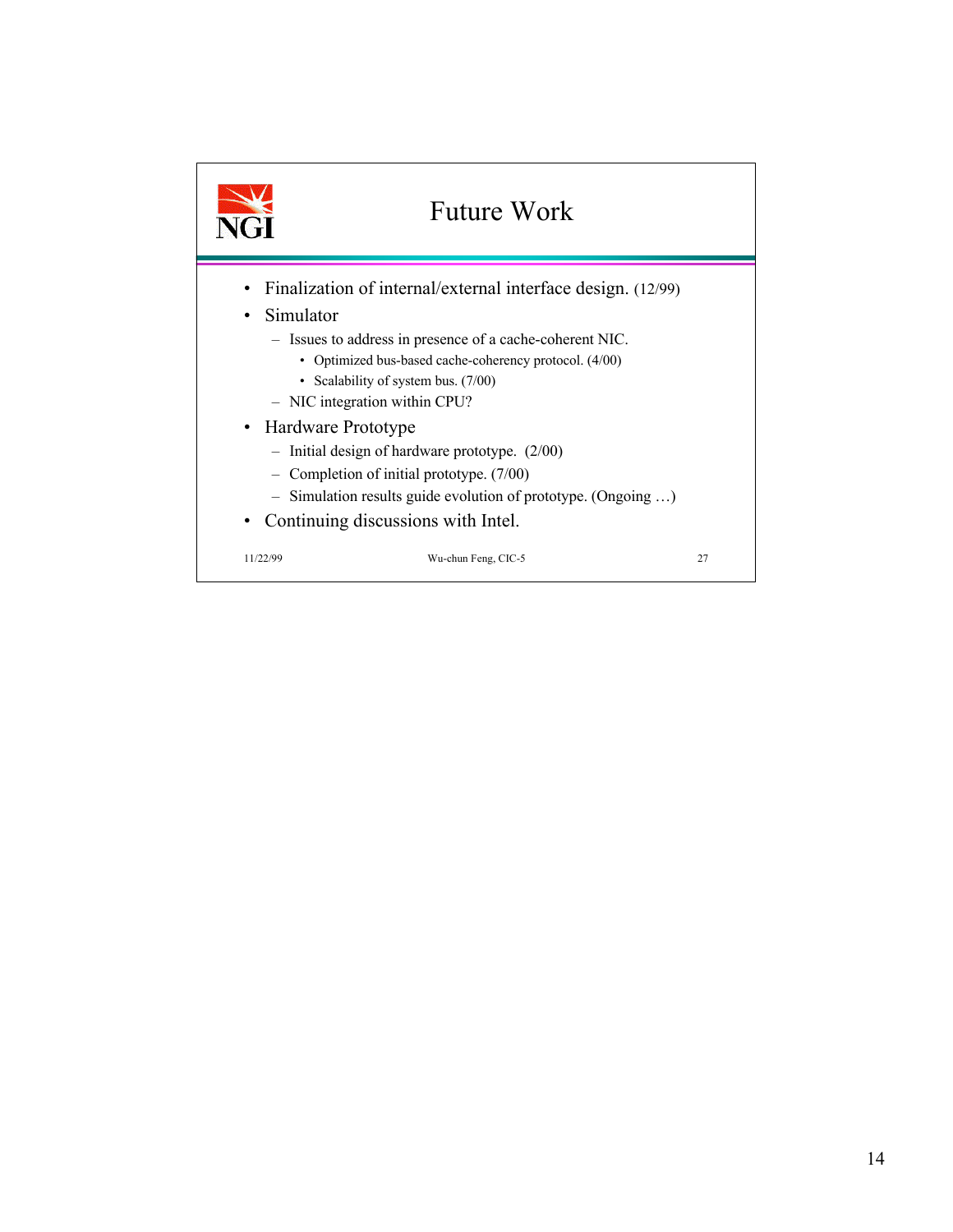# Future Work

- Finalization of internal/external interface design. (12/99)
- Simulator
  - Issues to address in presence of a cache-coherent NIC.
    - Optimized bus-based cache-coherency protocol. (4/00)
    - Scalability of system bus. (7/00)
  - NIC integration within CPU?
- Hardware Prototype
  - Initial design of hardware prototype. (2/00)
  - Completion of initial prototype. (7/00)
  - Simulation results guide evolution of prototype. (Ongoing …)
- Continuing discussions with Intel.

11/22/99 Wu-chun Feng, CIC-5 27